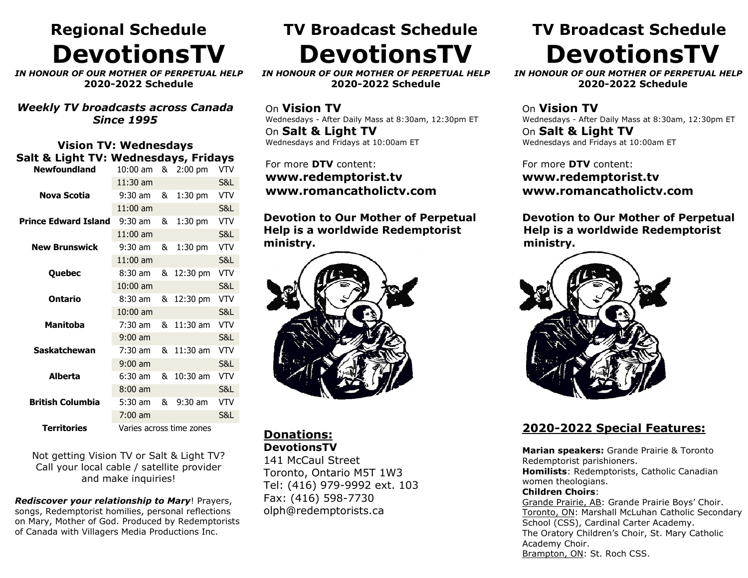# Regional Schedule

# DevotionsTV

***IN HONOUR OF OUR MOTHER OF PERPETUAL HELP***
**2020-2022 Schedule**

***Weekly TV broadcasts across Canada Since 1995***

### Vision TV: Wednesdays
### Salt & Light TV: Wednesdays, Fridays

| Province | | | | |
|---|---|---|---|---|
| **Newfoundland** | 10:00 am | & | 2:00 pm | VTV |
| | 11:30 am | | | S&L |
| **Nova Scotia** | 9:30 am | & | 1:30 pm | VTV |
| | 11:00 am | | | S&L |
| **Prince Edward Island** | 9:30 am | & | 1:30 pm | VTV |
| | 11:00 am | | | S&L |
| **New Brunswick** | 9:30 am | & | 1:30 pm | VTV |
| | 11:00 am | | | S&L |
| **Quebec** | 8:30 am | & | 12:30 pm | VTV |
| | 10:00 am | | | S&L |
| **Ontario** | 8:30 am | & | 12:30 pm | VTV |
| | 10:00 am | | | S&L |
| **Manitoba** | 7:30 am | & | 11:30 am | VTV |
| | 9:00 am | | | S&L |
| **Saskatchewan** | 7:30 am | & | 11:30 am | VTV |
| | 9:00 am | | | S&L |
| **Alberta** | 6:30 am | & | 10:30 am | VTV |
| | 8:00 am | | | S&L |
| **British Columbia** | 5:30 am | & | 9:30 am | VTV |
| | 7:00 am | | | S&L |
| **Territories** | Varies across time zones | | | |

Not getting Vision TV or Salt & Light TV? Call your local cable / satellite provider and make inquiries!

***Rediscover your relationship to Mary***! Prayers, songs, Redemptorist homilies, personal reflections on Mary, Mother of God. Produced by Redemptorists of Canada with Villagers Media Productions Inc.

# TV Broadcast Schedule

# DevotionsTV

***IN HONOUR OF OUR MOTHER OF PERPETUAL HELP***
**2020-2022 Schedule**

On **Vision TV**
Wednesdays - After Daily Mass at 8:30am, 12:30pm ET
On **Salt & Light TV**
Wednesdays and Fridays at 10:00am ET

For more **DTV** content:
**www.redemptorist.tv**
**www.romancatholictv.com**

**Devotion to Our Mother of Perpetual Help is a worldwide Redemptorist ministry.**

## Donations:

**DevotionsTV**
141 McCaul Street
Toronto, Ontario M5T 1W3
Tel: (416) 979-9992 ext. 103
Fax: (416) 598-7730
olph@redemptorists.ca

# TV Broadcast Schedule

# DevotionsTV

***IN HONOUR OF OUR MOTHER OF PERPETUAL HELP***
**2020-2022 Schedule**

On **Vision TV**
Wednesdays - After Daily Mass at 8:30am, 12:30pm ET
On **Salt & Light TV**
Wednesdays and Fridays at 10:00am ET

For more **DTV** content:
**www.redemptorist.tv**
**www.romancatholictv.com**

**Devotion to Our Mother of Perpetual Help is a worldwide Redemptorist ministry.**

## 2020-2022 Special Features:

**Marian speakers:** Grande Prairie & Toronto Redemptorist parishioners.
**Homilists**: Redemptorists, Catholic Canadian women theologians.
**Children Choirs**:
Grande Prairie, AB: Grande Prairie Boys' Choir.
Toronto, ON: Marshall McLuhan Catholic Secondary School (CSS), Cardinal Carter Academy.
The Oratory Children's Choir, St. Mary Catholic Academy Choir.
Brampton, ON: St. Roch CSS.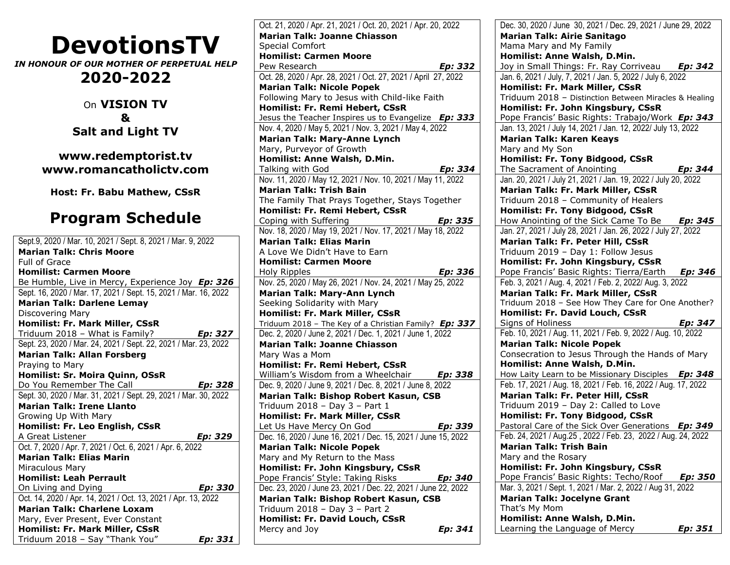# DevotionsTV

***IN HONOUR OF OUR MOTHER OF PERPETUAL HELP***

## 2020-2022

On **VISION TV**
**&**
**Salt and Light TV**

**www.redemptorist.tv**
**www.romancatholictv.com**

**Host: Fr. Babu Mathew, CSsR**

## Program Schedule

Sept.9, 2020 / Mar. 10, 2021 / Sept. 8, 2021 / Mar. 9, 2022
**Marian Talk: Chris Moore**
Full of Grace
**Homilist: Carmen Moore**
Be Humble, Live in Mercy, Experience Joy ***Ep: 326***

Sept. 16, 2020 / Mar. 17, 2021 / Sept. 15, 2021 / Mar. 16, 2022
**Marian Talk: Darlene Lemay**
Discovering Mary
**Homilist: Fr. Mark Miller, CSsR**
Triduum 2018 – What is Family? ***Ep: 327***

Sept. 23, 2020 / Mar. 24, 2021 / Sept. 22, 2021 / Mar. 23, 2022
**Marian Talk: Allan Forsberg**
Praying to Mary
**Homilist: Sr. Moira Quinn, OSsR**
Do You Remember The Call ***Ep: 328***

Sept. 30, 2020 / Mar. 31, 2021 / Sept. 29, 2021 / Mar. 30, 2022
**Marian Talk: Irene Llanto**
Growing Up With Mary
**Homilist: Fr. Leo English, CSsR**
A Great Listener ***Ep: 329***

Oct. 7, 2020 / Apr. 7, 2021 / Oct. 6, 2021 / Apr. 6, 2022
**Marian Talk: Elias Marin**
Miraculous Mary
**Homilist: Leah Perrault**
On Living and Dying ***Ep: 330***

Oct. 14, 2020 / Apr. 14, 2021 / Oct. 13, 2021 / Apr. 13, 2022
**Marian Talk: Charlene Loxam**
Mary, Ever Present, Ever Constant
**Homilist: Fr. Mark Miller, CSsR**
Triduum 2018 – Say "Thank You" ***Ep: 331***

Oct. 21, 2020 / Apr. 21, 2021 / Oct. 20, 2021 / Apr. 20, 2022
**Marian Talk: Joanne Chiasson**
Special Comfort
**Homilist: Carmen Moore**
Pew Research ***Ep: 332***

Oct. 28, 2020 / Apr. 28, 2021 / Oct. 27, 2021 / April 27, 2022
**Marian Talk: Nicole Popek**
Following Mary to Jesus with Child-like Faith
**Homilist: Fr. Remi Hebert, CSsR**
Jesus the Teacher Inspires us to Evangelize ***Ep: 333***

Nov. 4, 2020 / May 5, 2021 / Nov. 3, 2021 / May 4, 2022
**Marian Talk: Mary-Anne Lynch**
Mary, Purveyor of Growth
**Homilist: Anne Walsh, D.Min.**
Talking with God ***Ep: 334***

Nov. 11, 2020 / May 12, 2021 / Nov. 10, 2021 / May 11, 2022
**Marian Talk: Trish Bain**
The Family That Prays Together, Stays Together
**Homilist: Fr. Remi Hebert, CSsR**
Coping with Suffering ***Ep: 335***

Nov. 18, 2020 / May 19, 2021 / Nov. 17, 2021 / May 18, 2022
**Marian Talk: Elias Marin**
A Love We Didn't Have to Earn
**Homilist: Carmen Moore**
Holy Ripples ***Ep: 336***

Nov. 25, 2020 / May 26, 2021 / Nov. 24, 2021 / May 25, 2022
**Marian Talk: Mary-Ann Lynch**
Seeking Solidarity with Mary
**Homilist: Fr. Mark Miller, CSsR**
Triduum 2018 – The Key of a Christian Family? ***Ep: 337***

Dec. 2, 2020 / June 2, 2021 / Dec. 1, 2021 / June 1, 2022
**Marian Talk: Joanne Chiasson**
Mary Was a Mom
**Homilist: Fr. Remi Hebert, CSsR**
William's Wisdom from a Wheelchair ***Ep: 338***

Dec. 9, 2020 / June 9, 2021 / Dec. 8, 2021 / June 8, 2022
**Marian Talk: Bishop Robert Kasun, CSB**
Triduum 2018 – Day 3 – Part 1
**Homilist: Fr. Mark Miller, CSsR**
Let Us Have Mercy On God ***Ep: 339***

Dec. 16, 2020 / June 16, 2021 / Dec. 15, 2021 / June 15, 2022
**Marian Talk: Nicole Popek**
Mary and My Return to the Mass
**Homilist: Fr. John Kingsbury, CSsR**
Pope Francis' Style: Taking Risks ***Ep: 340***

Dec. 23, 2020 / June 23, 2021 / Dec. 22, 2021 / June 22, 2022
**Marian Talk: Bishop Robert Kasun, CSB**
Triduum 2018 – Day 3 – Part 2
**Homilist: Fr. David Louch, CSsR**
Mercy and Joy ***Ep: 341***

Dec. 30, 2020 / June 30, 2021 / Dec. 29, 2021 / June 29, 2022
**Marian Talk: Airie Sanitago**
Mama Mary and My Family
**Homilist: Anne Walsh, D.Min.**
Joy in Small Things: Fr. Ray Corriveau ***Ep: 342***

Jan. 6, 2021 / July, 7, 2021 / Jan. 5, 2022 / July 6, 2022
**Homilist: Fr. Mark Miller, CSsR**
Triduum 2018 – Distinction Between Miracles & Healing
**Homilist: Fr. John Kingsbury, CSsR**
Pope Francis' Basic Rights: Trabajo/Work ***Ep: 343***

Jan. 13, 2021 / July 14, 2021 / Jan. 12, 2022/ July 13, 2022
**Marian Talk: Karen Keays**
Mary and My Son
**Homilist: Fr. Tony Bidgood, CSsR**
The Sacrament of Anointing ***Ep: 344***

Jan. 20, 2021 / July 21, 2021 / Jan. 19, 2022 / July 20, 2022
**Marian Talk: Fr. Mark Miller, CSsR**
Triduum 2018 – Community of Healers
**Homilist: Fr. Tony Bidgood, CSsR**
How Anointing of the Sick Came To Be ***Ep: 345***

Jan. 27, 2021 / July 28, 2021 / Jan. 26, 2022 / July 27, 2022
**Marian Talk: Fr. Peter Hill, CSsR**
Triduum 2019 – Day 1: Follow Jesus
**Homilist: Fr. John Kingsbury, CSsR**
Pope Francis' Basic Rights: Tierra/Earth ***Ep: 346***

Feb. 3, 2021 / Aug. 4, 2021 / Feb. 2, 2022/ Aug. 3, 2022
**Marian Talk: Fr. Mark Miller, CSsR**
Triduum 2018 – See How They Care for One Another?
**Homilist: Fr. David Louch, CSsR**
Signs of Holiness ***Ep: 347***

Feb. 10, 2021 / Aug. 11, 2021 / Feb. 9, 2022 / Aug. 10, 2022
**Marian Talk: Nicole Popek**
Consecration to Jesus Through the Hands of Mary
**Homilist: Anne Walsh, D.Min.**
How Laity Learn to be Missionary Disciples ***Ep: 348***

Feb. 17, 2021 / Aug. 18, 2021 / Feb. 16, 2022 / Aug. 17, 2022
**Marian Talk: Fr. Peter Hill, CSsR**
Triduum 2019 – Day 2: Called to Love
**Homilist: Fr. Tony Bidgood, CSsR**
Pastoral Care of the Sick Over Generations ***Ep: 349***

Feb. 24, 2021 / Aug.25 , 2022 / Feb. 23, 2022 / Aug. 24, 2022
**Marian Talk: Trish Bain**
Mary and the Rosary
**Homilist: Fr. John Kingsbury, CSsR**
Pope Francis' Basic Rights: Techo/Roof ***Ep: 350***

Mar. 3, 2021 / Sept. 1, 2021 / Mar. 2, 2022 / Aug 31, 2022
**Marian Talk: Jocelyne Grant**
That's My Mom
**Homilist: Anne Walsh, D.Min.**
Learning the Language of Mercy ***Ep: 351***